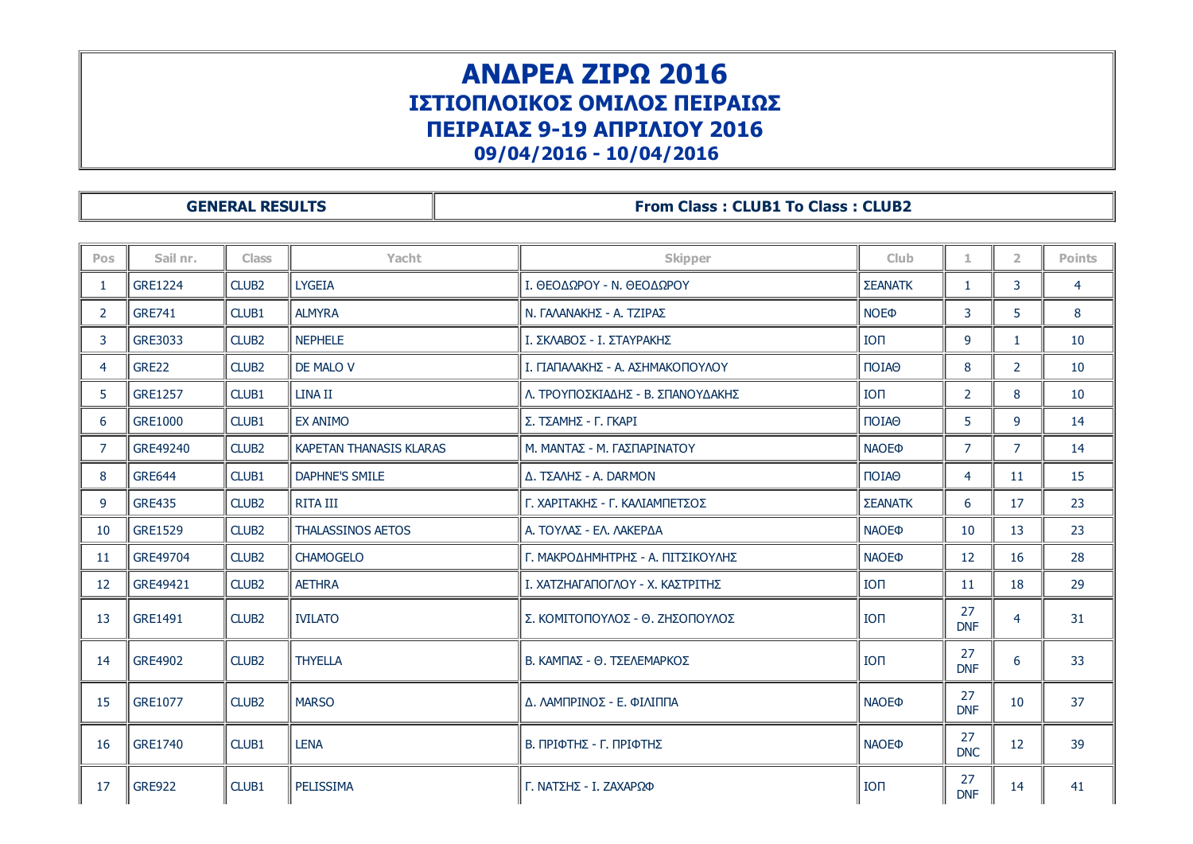# ΑΝΔΡΕΑ ΖΙΡΩ 2016

## ΙΣΤΙΟΠΛΟΙΚΟΣ ΟΜΙΛΟΣ ΠΕΙΡΑΙΩΣ

## ΠΕΙΡΑΙΑΣ 9-19 ΑΠΡΙΛΙΟΥ 2016

## 09/04/2016 - 10/04/2016

| GENERAL RESULTS | From Class : CLUB1 To Class : CLUB2 |
|---|---|

| Pos | Sail nr. | Class | Yacht | Skipper | Club | 1 | 2 | Points |
|---|---|---|---|---|---|---|---|---|
| 1 | GRE1224 | CLUB2 | LYGEIA | Ι. ΘΕΟΔΩΡΟΥ - Ν. ΘΕΟΔΩΡΟΥ | ΣΕΑΝΑΤΚ | 1 | 3 | 4 |
| 2 | GRE741 | CLUB1 | ALMYRA | Ν. ΓΑΛΑΝΑΚΗΣ - Α. ΤΖΙΡΑΣ | ΝΟΕΦ | 3 | 5 | 8 |
| 3 | GRE3033 | CLUB2 | NEPHELE | Ι. ΣΚΛΑΒΟΣ - Ι. ΣΤΑΥΡΑΚΗΣ | ΙΟΠ | 9 | 1 | 10 |
| 4 | GRE22 | CLUB2 | DE MALO V | Ι. ΠΑΠΑΛΑΚΗΣ - Α. ΑΣΗΜΑΚΟΠΟΥΛΟΥ | ΠΟΙΑΘ | 8 | 2 | 10 |
| 5 | GRE1257 | CLUB1 | LINA II | Λ. ΤΡΟΥΠΟΣΚΙΑΔΗΣ - Β. ΣΠΑΝΟΥΔΑΚΗΣ | ΙΟΠ | 2 | 8 | 10 |
| 6 | GRE1000 | CLUB1 | EX ANIMO | Σ. ΤΣΑΜΗΣ - Γ. ΓΚΑΡΙ | ΠΟΙΑΘ | 5 | 9 | 14 |
| 7 | GRE49240 | CLUB2 | KAPETAN THANASIS KLARAS | Μ. ΜΑΝΤΑΣ - Μ. ΓΑΣΠΑΡΙΝΑΤΟΥ | ΝΑΟΕΦ | 7 | 7 | 14 |
| 8 | GRE644 | CLUB1 | DAPHNE'S SMILE | Δ. ΤΣΑΛΗΣ - A. DARMON | ΠΟΙΑΘ | 4 | 11 | 15 |
| 9 | GRE435 | CLUB2 | RITA III | Γ. ΧΑΡΙΤΑΚΗΣ - Γ. ΚΑΛΙΑΜΠΕΤΣΟΣ | ΣΕΑΝΑΤΚ | 6 | 17 | 23 |
| 10 | GRE1529 | CLUB2 | THALASSINOS AETOS | Α. ΤΟΥΛΑΣ - ΕΛ. ΛΑΚΕΡΔΑ | ΝΑΟΕΦ | 10 | 13 | 23 |
| 11 | GRE49704 | CLUB2 | CHAMOGELO | Γ. ΜΑΚΡΟΔΗΜΗΤΡΗΣ - Α. ΠΙΤΣΙΚΟΥΛΗΣ | ΝΑΟΕΦ | 12 | 16 | 28 |
| 12 | GRE49421 | CLUB2 | AETHRA | Ι. ΧΑΤΖΗΑΓΑΠΟΓΛΟΥ - Χ. ΚΑΣΤΡΙΤΗΣ | ΙΟΠ | 11 | 18 | 29 |
| 13 | GRE1491 | CLUB2 | IVILATO | Σ. ΚΟΜΙΤΟΠΟΥΛΟΣ - Θ. ΖΗΣΟΠΟΥΛΟΣ | ΙΟΠ | 27 DNF | 4 | 31 |
| 14 | GRE4902 | CLUB2 | THYELLA | Β. ΚΑΜΠΑΣ - Θ. ΤΣΕΛΕΜΑΡΚΟΣ | ΙΟΠ | 27 DNF | 6 | 33 |
| 15 | GRE1077 | CLUB2 | MARSO | Δ. ΛΑΜΠΡΙΝΟΣ - Ε. ΦΙΛΙΠΠΑ | ΝΑΟΕΦ | 27 DNF | 10 | 37 |
| 16 | GRE1740 | CLUB1 | LENA | Β. ΠΡΙΦΤΗΣ - Γ. ΠΡΙΦΤΗΣ | ΝΑΟΕΦ | 27 DNC | 12 | 39 |
| 17 | GRE922 | CLUB1 | PELISSIMA | Γ. ΝΑΤΣΗΣ - Ι. ΖΑΧΑΡΩΦ | ΙΟΠ | 27 DNF | 14 | 41 |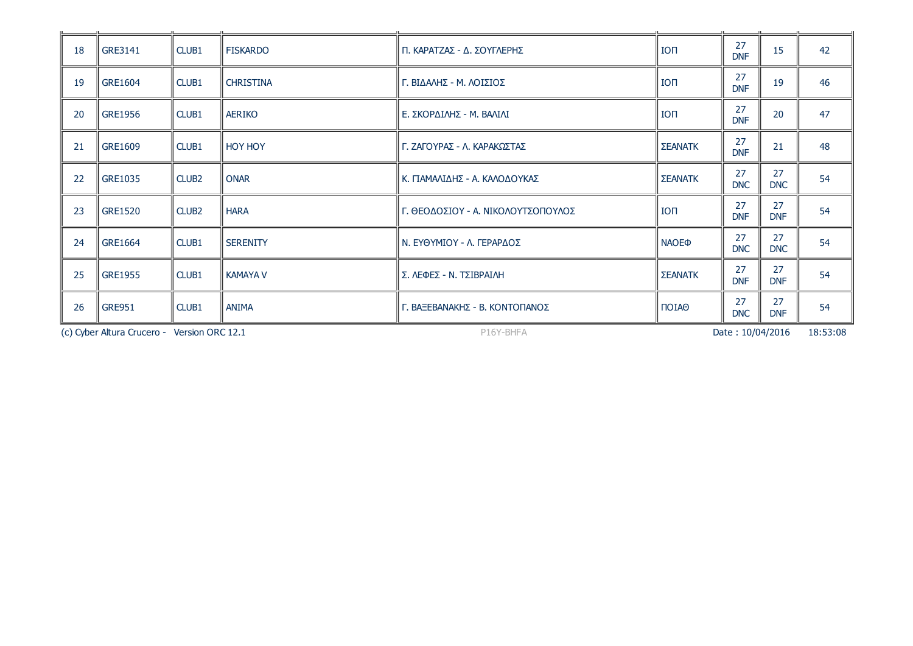| | | | | | | | | |
|---|---|---|---|---|---|---|---|---|
| 18 | GRE3141 | CLUB1 | FISKARDO | Π. ΚΑΡΑΤΖΑΣ - Δ. ΣΟΥΓΛΕΡΗΣ | ΙΟΠ | 27 DNF | 15 | 42 |
| 19 | GRE1604 | CLUB1 | CHRISTINA | Γ. ΒΙΔΑΛΗΣ - Μ. ΛΟΙΣΙΟΣ | ΙΟΠ | 27 DNF | 19 | 46 |
| 20 | GRE1956 | CLUB1 | AERIKO | Ε. ΣΚΟΡΔΙΛΗΣ - Μ. ΒΑΛΙΛΙ | ΙΟΠ | 27 DNF | 20 | 47 |
| 21 | GRE1609 | CLUB1 | HOY HOY | Γ. ΖΑΓΟΥΡΑΣ - Λ. ΚΑΡΑΚΩΣΤΑΣ | ΣΕΑΝΑΤΚ | 27 DNF | 21 | 48 |
| 22 | GRE1035 | CLUB2 | ONAR | Κ. ΓΙΑΜΑΛΙΔΗΣ - Α. ΚΑΛΟΔΟΥΚΑΣ | ΣΕΑΝΑΤΚ | 27 DNC | 27 DNC | 54 |
| 23 | GRE1520 | CLUB2 | HARA | Γ. ΘΕΟΔΟΣΙΟΥ - Α. ΝΙΚΟΛΟΥΤΣΟΠΟΥΛΟΣ | ΙΟΠ | 27 DNF | 27 DNF | 54 |
| 24 | GRE1664 | CLUB1 | SERENITY | Ν. ΕΥΘΥΜΙΟΥ - Λ. ΓΕΡΑΡΔΟΣ | ΝΑΟΕΦ | 27 DNC | 27 DNC | 54 |
| 25 | GRE1955 | CLUB1 | KAMAYA V | Σ. ΛΕΦΕΣ - Ν. ΤΣΙΒΡΑΙΛΗ | ΣΕΑΝΑΤΚ | 27 DNF | 27 DNF | 54 |
| 26 | GRE951 | CLUB1 | ANIMA | Γ. ΒΑΞΕΒΑΝΑΚΗΣ - Β. ΚΟΝΤΟΠΑΝΟΣ | ΠΟΙΑΘ | 27 DNC | 27 DNF | 54 |

(c) Cyber Altura Crucero - Version ORC 12.1 P16Y-BHFA Date : 10/04/2016 18:53:08